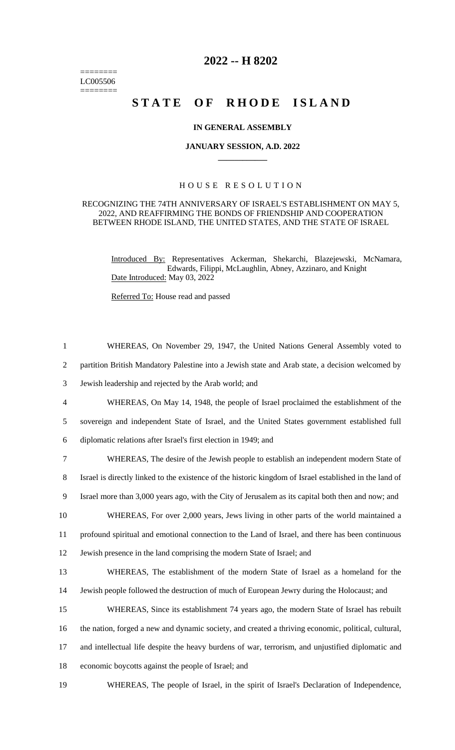========
LC005506
========

# 2022 -- H 8202

# STATE OF RHODE ISLAND

### IN GENERAL ASSEMBLY

### JANUARY SESSION, A.D. 2022

## HOUSE RESOLUTION

RECOGNIZING THE 74TH ANNIVERSARY OF ISRAEL'S ESTABLISHMENT ON MAY 5, 2022, AND REAFFIRMING THE BONDS OF FRIENDSHIP AND COOPERATION BETWEEN RHODE ISLAND, THE UNITED STATES, AND THE STATE OF ISRAEL

Introduced By: Representatives Ackerman, Shekarchi, Blazejewski, McNamara, Edwards, Filippi, McLaughlin, Abney, Azzinaro, and Knight

Date Introduced: May 03, 2022

Referred To: House read and passed

1 WHEREAS, On November 29, 1947, the United Nations General Assembly voted to
2 partition British Mandatory Palestine into a Jewish state and Arab state, a decision welcomed by
3 Jewish leadership and rejected by the Arab world; and
4 WHEREAS, On May 14, 1948, the people of Israel proclaimed the establishment of the
5 sovereign and independent State of Israel, and the United States government established full
6 diplomatic relations after Israel's first election in 1949; and
7 WHEREAS, The desire of the Jewish people to establish an independent modern State of
8 Israel is directly linked to the existence of the historic kingdom of Israel established in the land of
9 Israel more than 3,000 years ago, with the City of Jerusalem as its capital both then and now; and
10 WHEREAS, For over 2,000 years, Jews living in other parts of the world maintained a
11 profound spiritual and emotional connection to the Land of Israel, and there has been continuous
12 Jewish presence in the land comprising the modern State of Israel; and
13 WHEREAS, The establishment of the modern State of Israel as a homeland for the
14 Jewish people followed the destruction of much of European Jewry during the Holocaust; and
15 WHEREAS, Since its establishment 74 years ago, the modern State of Israel has rebuilt
16 the nation, forged a new and dynamic society, and created a thriving economic, political, cultural,
17 and intellectual life despite the heavy burdens of war, terrorism, and unjustified diplomatic and
18 economic boycotts against the people of Israel; and
19 WHEREAS, The people of Israel, in the spirit of Israel's Declaration of Independence,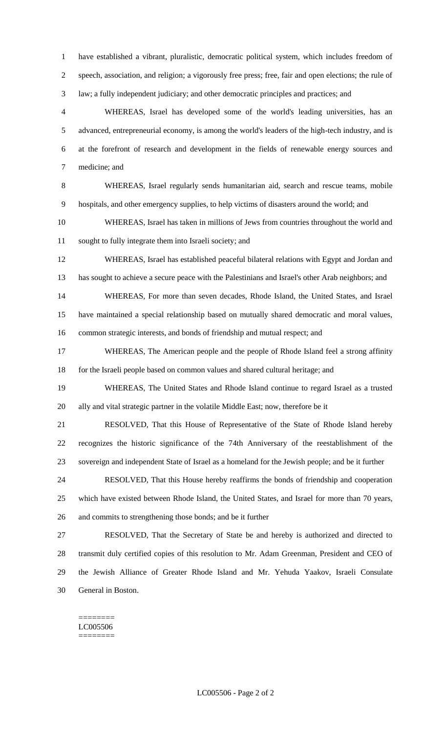have established a vibrant, pluralistic, democratic political system, which includes freedom of speech, association, and religion; a vigorously free press; free, fair and open elections; the rule of law; a fully independent judiciary; and other democratic principles and practices; and

WHEREAS, Israel has developed some of the world's leading universities, has an advanced, entrepreneurial economy, is among the world's leaders of the high-tech industry, and is at the forefront of research and development in the fields of renewable energy sources and medicine; and

WHEREAS, Israel regularly sends humanitarian aid, search and rescue teams, mobile hospitals, and other emergency supplies, to help victims of disasters around the world; and

WHEREAS, Israel has taken in millions of Jews from countries throughout the world and sought to fully integrate them into Israeli society; and

WHEREAS, Israel has established peaceful bilateral relations with Egypt and Jordan and has sought to achieve a secure peace with the Palestinians and Israel's other Arab neighbors; and

WHEREAS, For more than seven decades, Rhode Island, the United States, and Israel have maintained a special relationship based on mutually shared democratic and moral values, common strategic interests, and bonds of friendship and mutual respect; and

WHEREAS, The American people and the people of Rhode Island feel a strong affinity for the Israeli people based on common values and shared cultural heritage; and

WHEREAS, The United States and Rhode Island continue to regard Israel as a trusted ally and vital strategic partner in the volatile Middle East; now, therefore be it

RESOLVED, That this House of Representative of the State of Rhode Island hereby recognizes the historic significance of the 74th Anniversary of the reestablishment of the sovereign and independent State of Israel as a homeland for the Jewish people; and be it further

RESOLVED, That this House hereby reaffirms the bonds of friendship and cooperation which have existed between Rhode Island, the United States, and Israel for more than 70 years, and commits to strengthening those bonds; and be it further

RESOLVED, That the Secretary of State be and hereby is authorized and directed to transmit duly certified copies of this resolution to Mr. Adam Greenman, President and CEO of the Jewish Alliance of Greater Rhode Island and Mr. Yehuda Yaakov, Israeli Consulate General in Boston.

========
LC005506
========